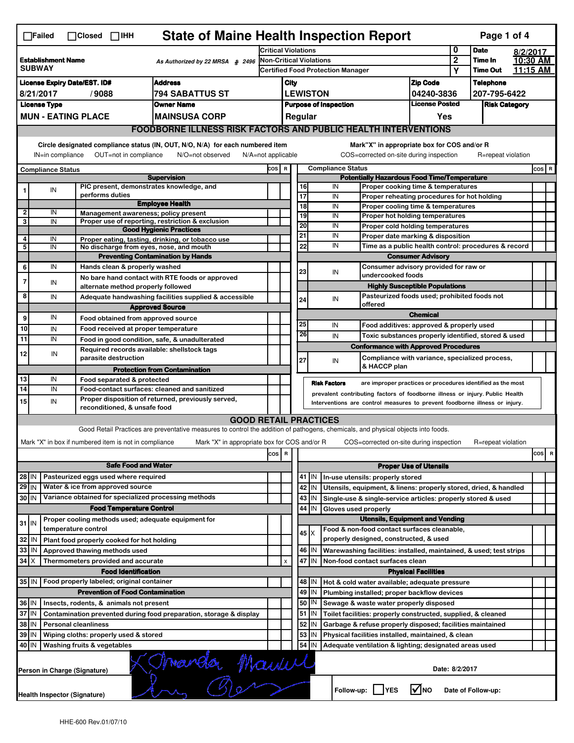☐Failed ☐Closed ☐IHH

# State of Maine Health Inspection Report

| | | | |
|---|---|---|---|
| **Establishment Name** SUBWAY | As Authorized by 22 MRSA § 2496 | Critical Violations | 0 |
| | | Non-Critical Violations | 2 |
| | | Certified Food Protection Manager | Y |

**Date** 8/2/2017 **Time In** 10:30 AM **Time Out** 11:15 AM

| License Expiry Date/EST. ID# | Address | City | Zip Code | Telephone |
|---|---|---|---|---|
| 8/21/2017 / 9088 | 794 SABATTUS ST | LEWISTON | 04240-3836 | 207-795-6422 |
| **License Type** | **Owner Name** | **Purpose of Inspection** | **License Posted** | **Risk Category** |
| MUN - EATING PLACE | MAINSUSA CORP | Regular | Yes | |

## FOODBORNE ILLNESS RISK FACTORS AND PUBLIC HEALTH INTERVENTIONS

Circle designated compliance status (IN, OUT, N/O, N/A) for each numbered item — IN=in compliance OUT=not in compliance N/O=not observed N/A=not applicable

Mark"X" in appropriate box for COS and/or R — COS=corrected on-site during inspection R=repeat violation

| # | Compliance Status | Item | COS | R |
|---|---|---|---|---|
| | | **Supervision** | | |
| 1 | IN | PIC present, demonstrates knowledge, and performs duties | | |
| | | **Employee Health** | | |
| 2 | IN | Management awareness; policy present | | |
| 3 | IN | Proper use of reporting, restriction & exclusion | | |
| | | **Good Hygienic Practices** | | |
| 4 | IN | Proper eating, tasting, drinking, or tobacco use | | |
| 5 | IN | No discharge from eyes, nose, and mouth | | |
| | | **Preventing Contamination by Hands** | | |
| 6 | IN | Hands clean & properly washed | | |
| 7 | IN | No bare hand contact with RTE foods or approved alternate method properly followed | | |
| 8 | IN | Adequate handwashing facilities supplied & accessible | | |
| | | **Approved Source** | | |
| 9 | IN | Food obtained from approved source | | |
| 10 | IN | Food received at proper temperature | | |
| 11 | IN | Food in good condition, safe, & unadulterated | | |
| 12 | IN | Required records available: shellstock tags parasite destruction | | |
| | | **Protection from Contamination** | | |
| 13 | IN | Food separated & protected | | |
| 14 | IN | Food-contact surfaces: cleaned and sanitized | | |
| 15 | IN | Proper disposition of returned, previously served, reconditioned, & unsafe food | | |
| | | **Potentially Hazardous Food Time/Temperature** | | |
| 16 | IN | Proper cooking time & temperatures | | |
| 17 | IN | Proper reheating procedures for hot holding | | |
| 18 | IN | Proper cooling time & temperatures | | |
| 19 | IN | Proper hot holding temperatures | | |
| 20 | IN | Proper cold holding temperatures | | |
| 21 | IN | Proper date marking & disposition | | |
| 22 | IN | Time as a public health control: procedures & record | | |
| | | **Consumer Advisory** | | |
| 23 | IN | Consumer advisory provided for raw or undercooked foods | | |
| | | **Highly Susceptible Populations** | | |
| 24 | IN | Pasteurized foods used; prohibited foods not offered | | |
| | | **Chemical** | | |
| 25 | IN | Food additives: approved & properly used | | |
| 26 | IN | Toxic substances properly identified, stored & used | | |
| | | **Conformance with Approved Procedures** | | |
| 27 | IN | Compliance with variance, specialized process, & HACCP plan | | |

**Risk Factors** are improper practices or procedures identified as the most prevalent contributing factors of foodborne illness or injury. Public Health Interventions are control measures to prevent foodborne illness or injury.

## GOOD RETAIL PRACTICES

Good Retail Practices are preventative measures to control the addition of pathogens, chemicals, and physical objects into foods.

Mark "X" in box if numbered item is not in compliance — Mark "X" in appropriate box for COS and/or R — COS=corrected on-site during inspection R=repeat violation

| # | Status | Item | COS | R |
|---|---|---|---|---|
| | | **Safe Food and Water** | | |
| 28 | IN | Pasteurized eggs used where required | | |
| 29 | IN | Water & ice from approved source | | |
| 30 | IN | Variance obtained for specialized processing methods | | |
| | | **Food Temperature Control** | | |
| 31 | IN | Proper cooling methods used; adequate equipment for temperature control | | |
| 32 | IN | Plant food properly cooked for hot holding | | |
| 33 | IN | Approved thawing methods used | | |
| 34 | X | Thermometers provided and accurate | | x |
| | | **Food Identification** | | |
| 35 | IN | Food properly labeled; original container | | |
| | | **Prevention of Food Contamination** | | |
| 36 | IN | Insects, rodents, & animals not present | | |
| 37 | IN | Contamination prevented during food preparation, storage & display | | |
| 38 | IN | Personal cleanliness | | |
| 39 | IN | Wiping cloths: properly used & stored | | |
| 40 | IN | Washing fruits & vegetables | | |
| | | **Proper Use of Utensils** | | |
| 41 | IN | In-use utensils: properly stored | | |
| 42 | IN | Utensils, equipment, & linens: properly stored, dried, & handled | | |
| 43 | IN | Single-use & single-service articles: properly stored & used | | |
| 44 | IN | Gloves used properly | | |
| | | **Utensils, Equipment and Vending** | | |
| 45 | X | Food & non-food contact surfaces cleanable, properly designed, constructed, & used | | |
| 46 | IN | Warewashing facilities: installed, maintained, & used; test strips | | |
| 47 | IN | Non-food contact surfaces clean | | |
| | | **Physical Facilities** | | |
| 48 | IN | Hot & cold water available; adequate pressure | | |
| 49 | IN | Plumbing installed; proper backflow devices | | |
| 50 | IN | Sewage & waste water properly disposed | | |
| 51 | IN | Toilet facilities: properly constructed, supplied, & cleaned | | |
| 52 | IN | Garbage & refuse properly disposed; facilities maintained | | |
| 53 | IN | Physical facilities installed, maintained, & clean | | |
| 54 | IN | Adequate ventilation & lighting; designated areas used | | |

Person in Charge (Signature): X Amanda Maurel — Date: 8/2/2017

Health Inspector (Signature): [signature]

Follow-up: ☐ YES ☑ NO Date of Follow-up:

HHE-600 Rev.01/07/10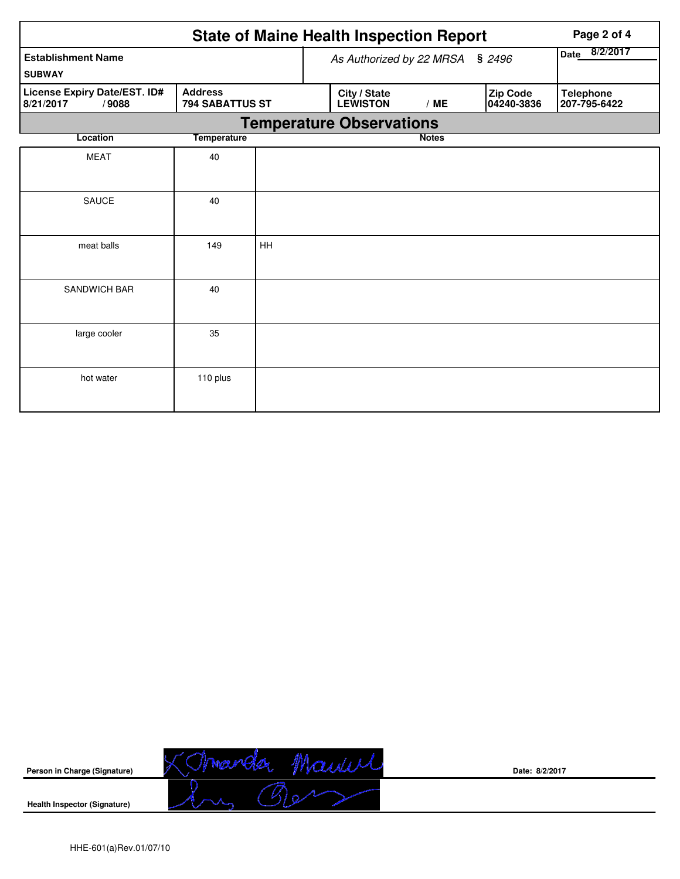# State of Maine Health Inspection Report

| Establishment Name | As Authorized by 22 MRSA § 2496 | | | Date 8/2/2017 |
|---|---|---|---|---|
| SUBWAY | | | | |

| License Expiry Date/EST. ID# | Address | City / State | Zip Code | Telephone |
|---|---|---|---|---|
| 8/21/2017 / 9088 | 794 SABATTUS ST | LEWISTON / ME | 04240-3836 | 207-795-6422 |

## Temperature Observations

| Location | Temperature | Notes |
|---|---|---|
| MEAT | 40 | |
| SAUCE | 40 | |
| meat balls | 149 | HH |
| SANDWICH BAR | 40 | |
| large cooler | 35 | |
| hot water | 110 plus | |

**Person in Charge (Signature)** X Amanda Maxwell **Date: 8/2/2017**

**Health Inspector (Signature)**

HHE-601(a)Rev.01/07/10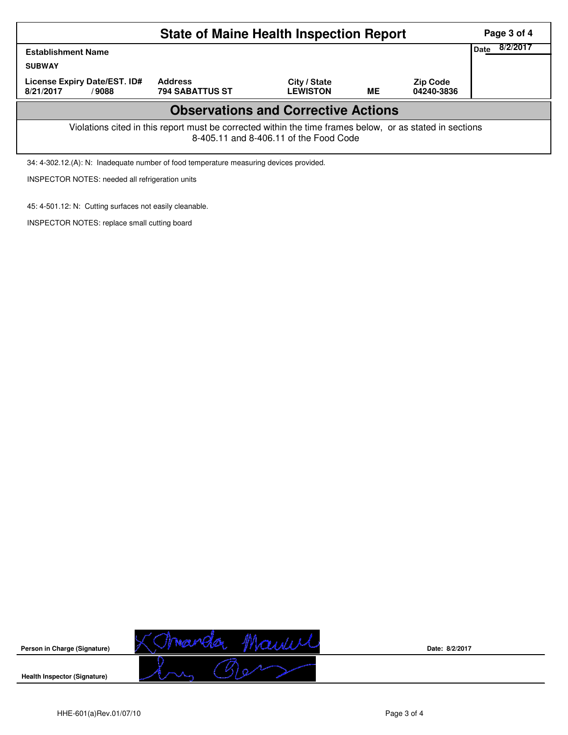# State of Maine Health Inspection Report

| Establishment Name | | | | | Date 8/2/2017 |
|---|---|---|---|---|---|
| SUBWAY | | | | | |
| License Expiry Date/EST. ID# | Address | City / State | | Zip Code | |
| 8/21/2017 / 9088 | 794 SABATTUS ST | LEWISTON | ME | 04240-3836 | |

## Observations and Corrective Actions

Violations cited in this report must be corrected within the time frames below, or as stated in sections 8-405.11 and 8-406.11 of the Food Code

34: 4-302.12.(A): N: Inadequate number of food temperature measuring devices provided.

INSPECTOR NOTES: needed all refrigeration units

45: 4-501.12: N: Cutting surfaces not easily cleanable.

INSPECTOR NOTES: replace small cutting board

Person in Charge (Signature) Amanda Maxwell — Date: 8/2/2017

Health Inspector (Signature)

HHE-601(a)Rev.01/07/10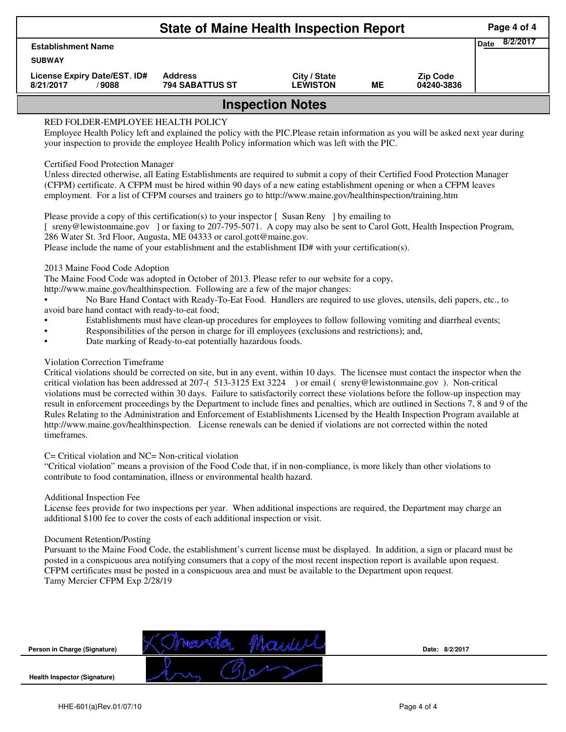# State of Maine Health Inspection Report

| | | | | | |
|---|---|---|---|---|---|
| **Establishment Name** | | | | | **Date** 8/2/2017 |
| **SUBWAY** | | | | | |
| **License Expiry Date/EST. ID#** | **Address** | **City / State** | | **Zip Code** | |
| 8/21/2017 / 9088 | 794 SABATTUS ST | LEWISTON | ME | 04240-3836 | |

## Inspection Notes

RED FOLDER-EMPLOYEE HEALTH POLICY
Employee Health Policy left and explained the policy with the PIC.Please retain information as you will be asked next year during your inspection to provide the employee Health Policy information which was left with the PIC.

Certified Food Protection Manager
Unless directed otherwise, all Eating Establishments are required to submit a copy of their Certified Food Protection Manager (CFPM) certificate. A CFPM must be hired within 90 days of a new eating establishment opening or when a CFPM leaves employment. For a list of CFPM courses and trainers go to http://www.maine.gov/healthinspection/training.htm

Please provide a copy of this certification(s) to your inspector [ Susan Reny ] by emailing to [ sreny@lewistonmaine.gov ] or faxing to 207-795-5071. A copy may also be sent to Carol Gott, Health Inspection Program, 286 Water St. 3rd Floor, Augusta, ME 04333 or carol.gott@maine.gov.
Please include the name of your establishment and the establishment ID# with your certification(s).

2013 Maine Food Code Adoption
The Maine Food Code was adopted in October of 2013. Please refer to our website for a copy, http://www.maine.gov/healthinspection. Following are a few of the major changes:

- No Bare Hand Contact with Ready-To-Eat Food. Handlers are required to use gloves, utensils, deli papers, etc., to avoid bare hand contact with ready-to-eat food;
- Establishments must have clean-up procedures for employees to follow following vomiting and diarrheal events;
- Responsibilities of the person in charge for ill employees (exclusions and restrictions); and,
- Date marking of Ready-to-eat potentially hazardous foods.

Violation Correction Timeframe
Critical violations should be corrected on site, but in any event, within 10 days. The licensee must contact the inspector when the critical violation has been addressed at 207-( 513-3125 Ext 3224 ) or email ( sreny@lewistonmaine.gov ). Non-critical violations must be corrected within 30 days. Failure to satisfactorily correct these violations before the follow-up inspection may result in enforcement proceedings by the Department to include fines and penalties, which are outlined in Sections 7, 8 and 9 of the Rules Relating to the Administration and Enforcement of Establishments Licensed by the Health Inspection Program available at http://www.maine.gov/healthinspection. License renewals can be denied if violations are not corrected within the noted timeframes.

C= Critical violation and NC= Non-critical violation
"Critical violation" means a provision of the Food Code that, if in non-compliance, is more likely than other violations to contribute to food contamination, illness or environmental health hazard.

Additional Inspection Fee
License fees provide for two inspections per year. When additional inspections are required, the Department may charge an additional $100 fee to cover the costs of each additional inspection or visit.

Document Retention/Posting
Pursuant to the Maine Food Code, the establishment's current license must be displayed. In addition, a sign or placard must be posted in a conspicuous area notifying consumers that a copy of the most recent inspection report is available upon request. CFPM certificates must be posted in a conspicuous area and must be available to the Department upon request.
Tamy Mercier CFPM Exp 2/28/19

**Person in Charge (Signature)** X Amanda Manuel **Date:** 8/2/2017

**Health Inspector (Signature)**

HHE-601(a)Rev.01/07/10